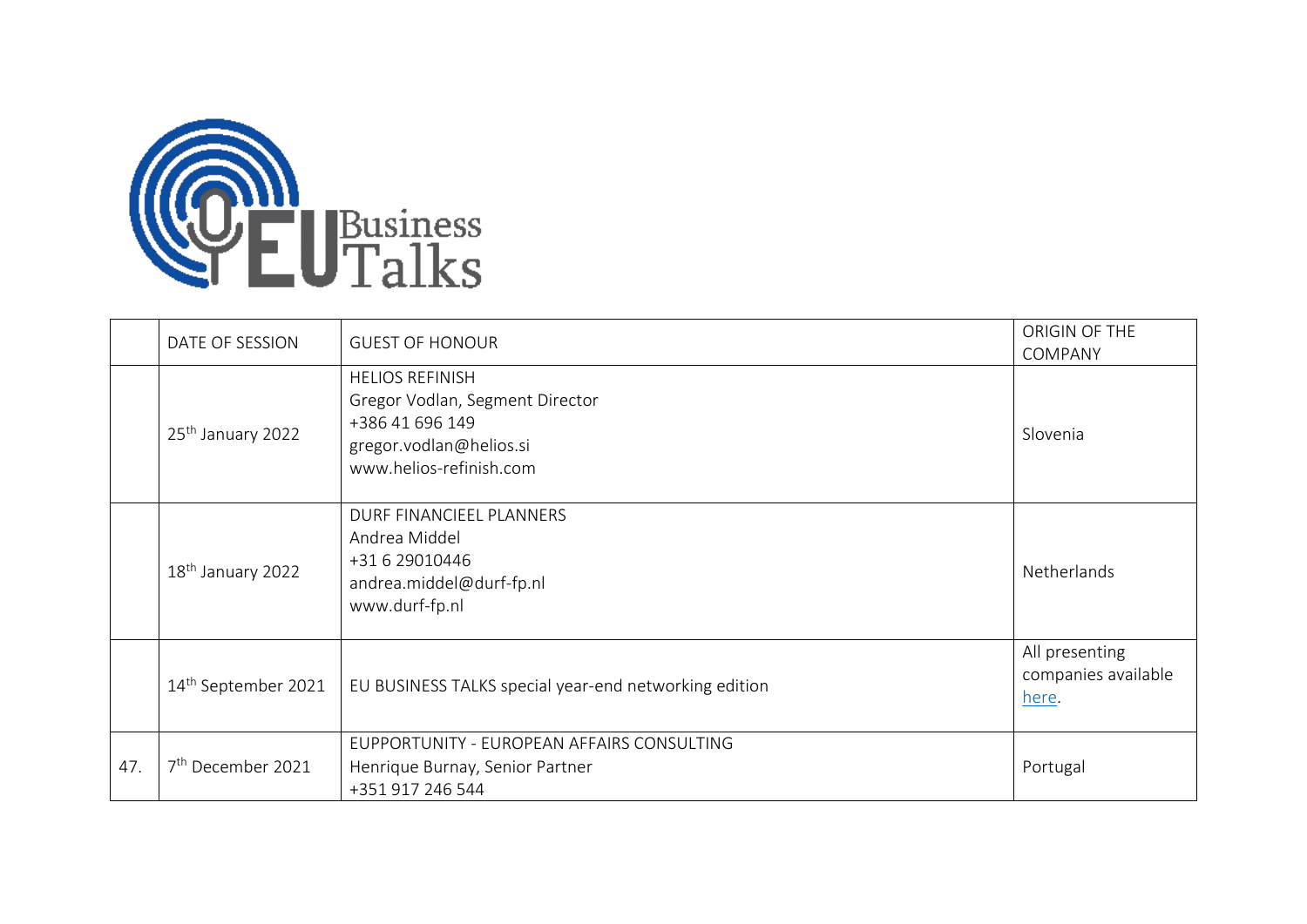| | DATE OF SESSION | GUEST OF HONOUR | ORIGIN OF THE COMPANY |
|---|---|---|---|
| | 25th January 2022 | HELIOS REFINISH<br>Gregor Vodlan, Segment Director<br>+386 41 696 149<br>gregor.vodlan@helios.si<br>www.helios-refinish.com | Slovenia |
| | 18th January 2022 | DURF FINANCIEEL PLANNERS<br>Andrea Middel<br>+31 6 29010446<br>andrea.middel@durf-fp.nl<br>www.durf-fp.nl | Netherlands |
| | 14th September 2021 | EU BUSINESS TALKS special year-end networking edition | All presenting companies available here. |
| 47. | 7th December 2021 | EUPPORTUNITY - EUROPEAN AFFAIRS CONSULTING<br>Henrique Burnay, Senior Partner<br>+351 917 246 544 | Portugal |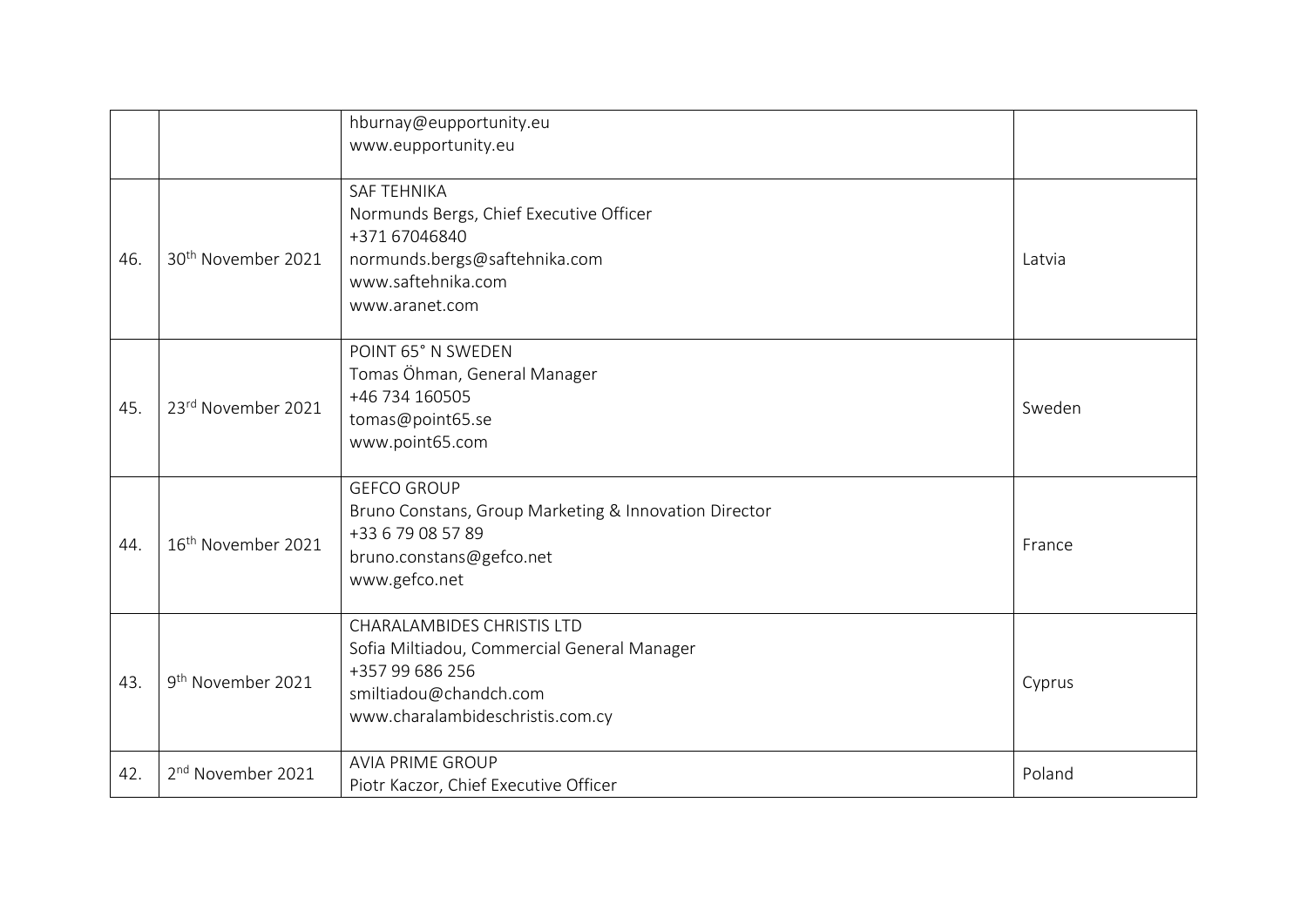| | | | |
|---|---|---|---|
| | | hburnay@eupportunity.eu<br>www.eupportunity.eu | |
| 46. | 30th November 2021 | SAF TEHNIKA<br>Normunds Bergs, Chief Executive Officer<br>+371 67046840<br>normunds.bergs@saftehnika.com<br>www.saftehnika.com<br>www.aranet.com | Latvia |
| 45. | 23rd November 2021 | POINT 65° N SWEDEN<br>Tomas Öhman, General Manager<br>+46 734 160505<br>tomas@point65.se<br>www.point65.com | Sweden |
| 44. | 16th November 2021 | GEFCO GROUP<br>Bruno Constans, Group Marketing & Innovation Director<br>+33 6 79 08 57 89<br>bruno.constans@gefco.net<br>www.gefco.net | France |
| 43. | 9th November 2021 | CHARALAMBIDES CHRISTIS LTD<br>Sofia Miltiadou, Commercial General Manager<br>+357 99 686 256<br>smiltiadou@chandch.com<br>www.charalambideschristis.com.cy | Cyprus |
| 42. | 2nd November 2021 | AVIA PRIME GROUP<br>Piotr Kaczor, Chief Executive Officer | Poland |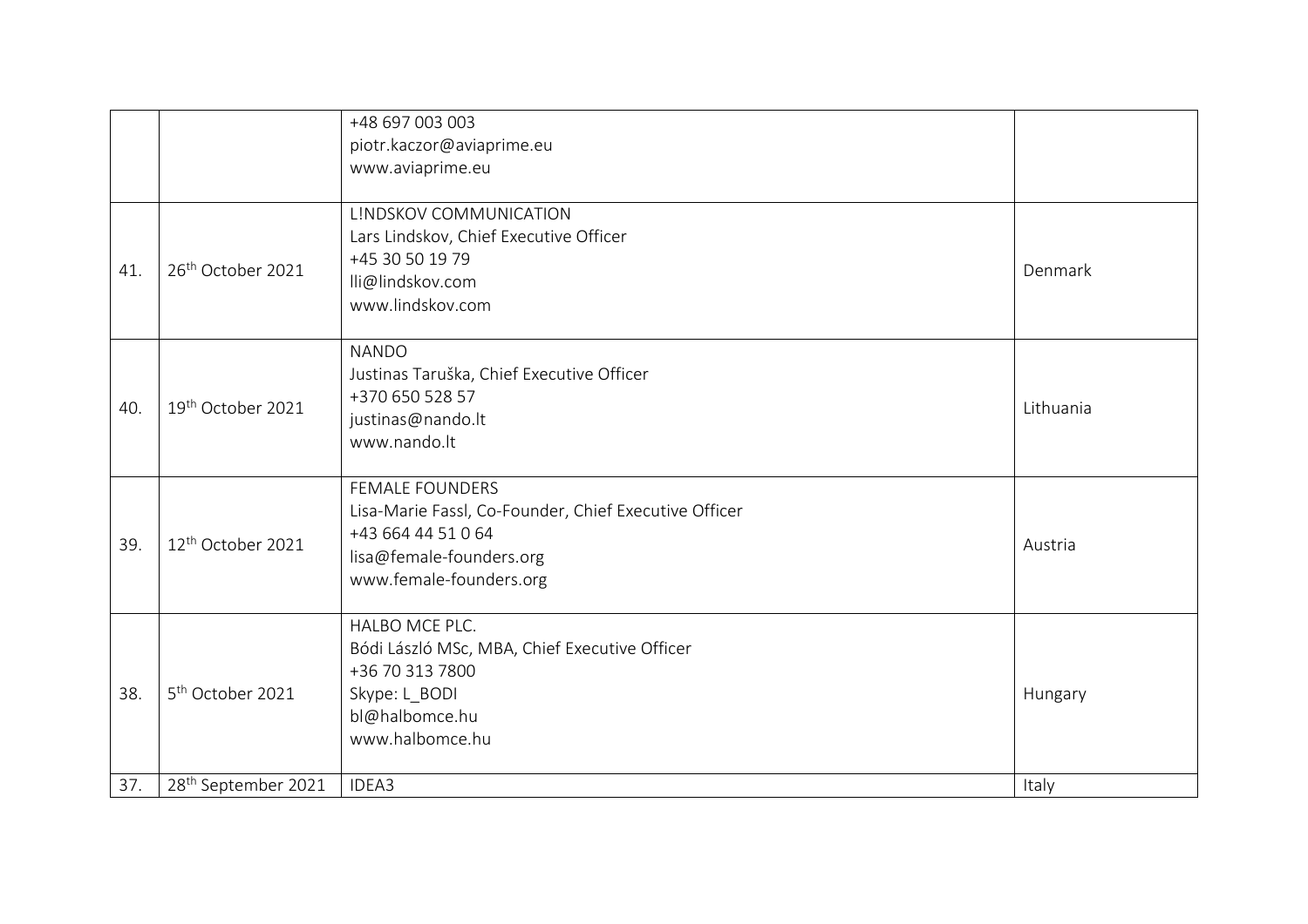| | | | |
|---|---|---|---|
| | | +48 697 003 003<br>piotr.kaczor@aviaprime.eu<br>www.aviaprime.eu | |
| 41. | 26th October 2021 | L!NDSKOV COMMUNICATION<br>Lars Lindskov, Chief Executive Officer<br>+45 30 50 19 79<br>lli@lindskov.com<br>www.lindskov.com | Denmark |
| 40. | 19th October 2021 | NANDO<br>Justinas Taruška, Chief Executive Officer<br>+370 650 528 57<br>justinas@nando.lt<br>www.nando.lt | Lithuania |
| 39. | 12th October 2021 | FEMALE FOUNDERS<br>Lisa-Marie Fassl, Co-Founder, Chief Executive Officer<br>+43 664 44 51 0 64<br>lisa@female-founders.org<br>www.female-founders.org | Austria |
| 38. | 5th October 2021 | HALBO MCE PLC.<br>Bódi László MSc, MBA, Chief Executive Officer<br>+36 70 313 7800<br>Skype: L_BODI<br>bl@halbomce.hu<br>www.halbomce.hu | Hungary |
| 37. | 28th September 2021 | IDEA3 | Italy |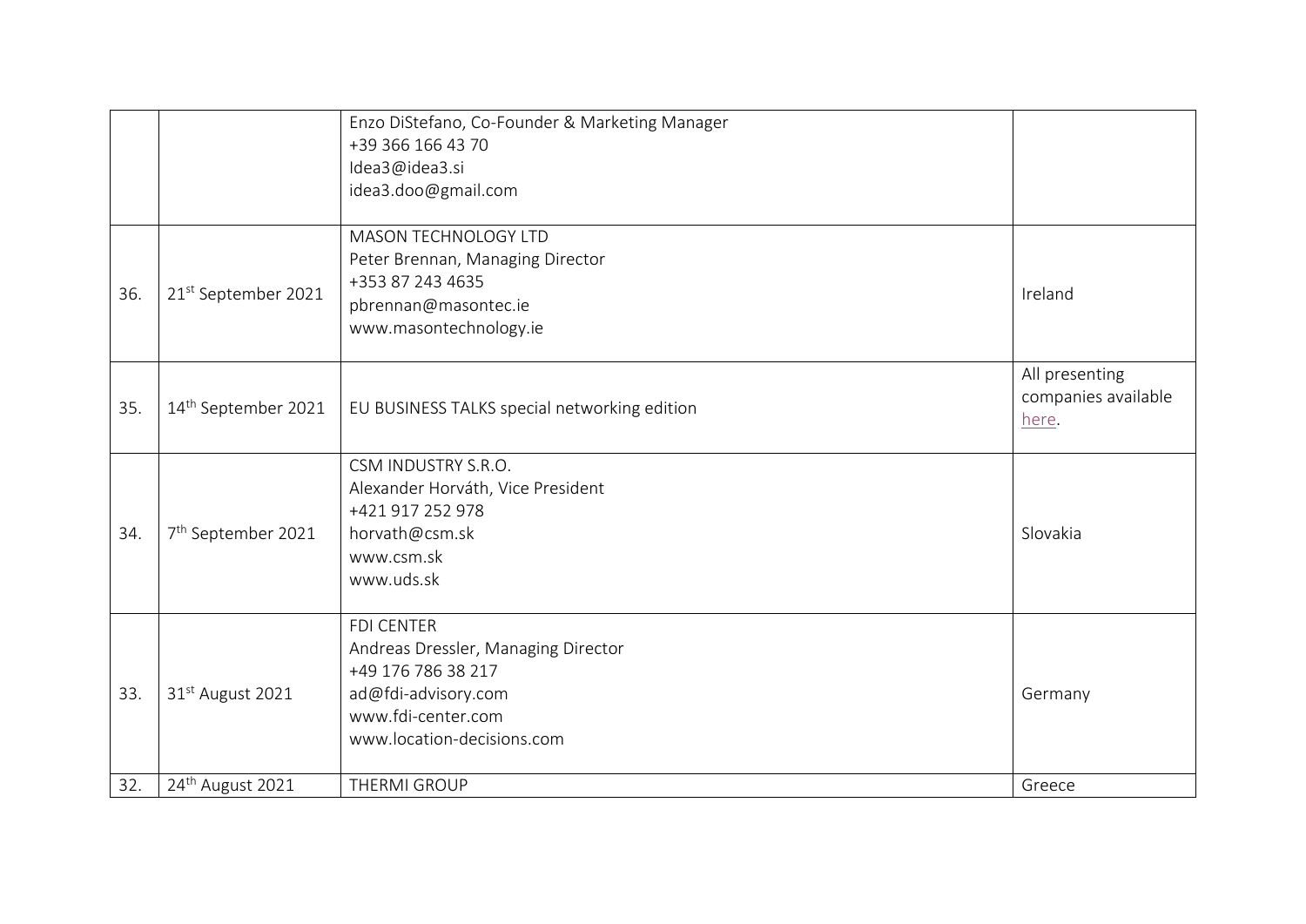| | | | |
|---|---|---|---|
| | | Enzo DiStefano, Co-Founder & Marketing Manager<br>+39 366 166 43 70<br>Idea3@idea3.si<br>idea3.doo@gmail.com | |
| 36. | 21st September 2021 | MASON TECHNOLOGY LTD<br>Peter Brennan, Managing Director<br>+353 87 243 4635<br>pbrennan@masontec.ie<br>www.masontechnology.ie | Ireland |
| 35. | 14th September 2021 | EU BUSINESS TALKS special networking edition | All presenting companies available here. |
| 34. | 7th September 2021 | CSM INDUSTRY S.R.O.<br>Alexander Horváth, Vice President<br>+421 917 252 978<br>horvath@csm.sk<br>www.csm.sk<br>www.uds.sk | Slovakia |
| 33. | 31st August 2021 | FDI CENTER<br>Andreas Dressler, Managing Director<br>+49 176 786 38 217<br>ad@fdi-advisory.com<br>www.fdi-center.com<br>www.location-decisions.com | Germany |
| 32. | 24th August 2021 | THERMI GROUP | Greece |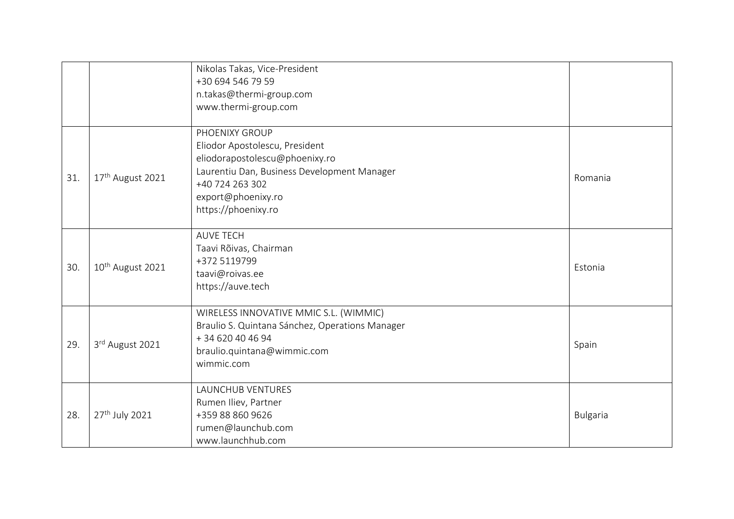| | | | |
|---|---|---|---|
| | | Nikolas Takas, Vice-President<br>+30 694 546 79 59<br>n.takas@thermi-group.com<br>www.thermi-group.com | |
| 31. | 17th August 2021 | PHOENIXY GROUP<br>Eliodor Apostolescu, President<br>eliodorapostolescu@phoenixy.ro<br>Laurentiu Dan, Business Development Manager<br>+40 724 263 302<br>export@phoenixy.ro<br>https://phoenixy.ro | Romania |
| 30. | 10th August 2021 | AUVE TECH<br>Taavi Rõivas, Chairman<br>+372 5119799<br>taavi@roivas.ee<br>https://auve.tech | Estonia |
| 29. | 3rd August 2021 | WIRELESS INNOVATIVE MMIC S.L. (WIMMIC)<br>Braulio S. Quintana Sánchez, Operations Manager<br>+ 34 620 40 46 94<br>braulio.quintana@wimmic.com<br>wimmic.com | Spain |
| 28. | 27th July 2021 | LAUNCHUB VENTURES<br>Rumen Iliev, Partner<br>+359 88 860 9626<br>rumen@launchub.com<br>www.launchhub.com | Bulgaria |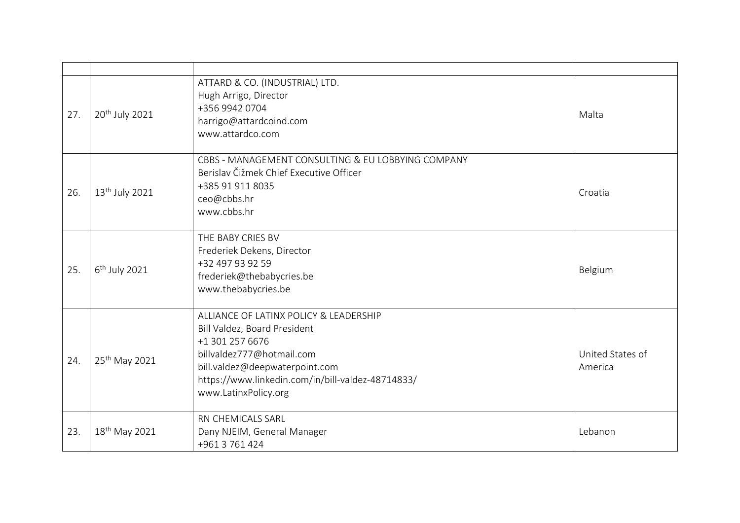| | | | |
|---|---|---|---|
| 27. | 20th July 2021 | ATTARD & CO. (INDUSTRIAL) LTD.<br>Hugh Arrigo, Director<br>+356 9942 0704<br>harrigo@attardcoind.com<br>www.attardco.com | Malta |
| 26. | 13th July 2021 | CBBS - MANAGEMENT CONSULTING & EU LOBBYING COMPANY<br>Berislav Čižmek Chief Executive Officer<br>+385 91 911 8035<br>ceo@cbbs.hr<br>www.cbbs.hr | Croatia |
| 25. | 6th July 2021 | THE BABY CRIES BV<br>Frederiek Dekens, Director<br>+32 497 93 92 59<br>frederiek@thebabycries.be<br>www.thebabycries.be | Belgium |
| 24. | 25th May 2021 | ALLIANCE OF LATINX POLICY & LEADERSHIP<br>Bill Valdez, Board President<br>+1 301 257 6676<br>billvaldez777@hotmail.com<br>bill.valdez@deepwaterpoint.com<br>https://www.linkedin.com/in/bill-valdez-48714833/<br>www.LatinxPolicy.org | United States of America |
| 23. | 18th May 2021 | RN CHEMICALS SARL<br>Dany NJEIM, General Manager<br>+961 3 761 424 | Lebanon |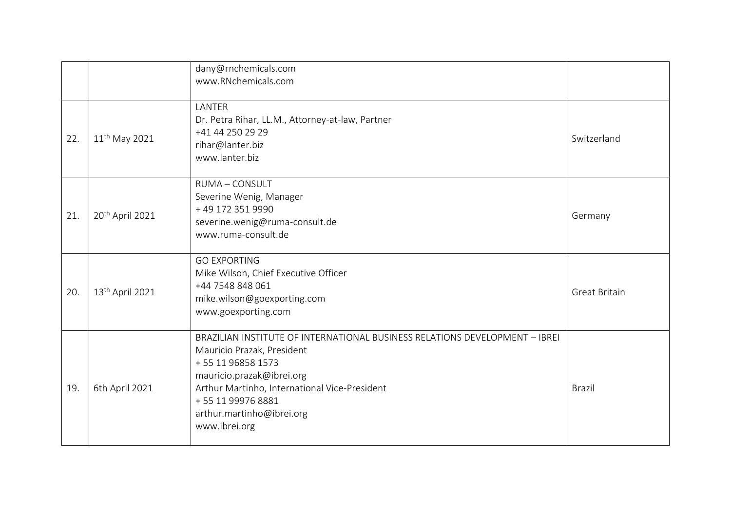|  |  |  |  |
| --- | --- | --- | --- |
|  |  | dany@rnchemicals.com<br>www.RNchemicals.com |  |
| 22. | 11th May 2021 | LANTER<br>Dr. Petra Rihar, LL.M., Attorney-at-law, Partner<br>+41 44 250 29 29<br>rihar@lanter.biz<br>www.lanter.biz | Switzerland |
| 21. | 20th April 2021 | RUMA – CONSULT<br>Severine Wenig, Manager<br>+ 49 172 351 9990<br>severine.wenig@ruma-consult.de<br>www.ruma-consult.de | Germany |
| 20. | 13th April 2021 | GO EXPORTING<br>Mike Wilson, Chief Executive Officer<br>+44 7548 848 061<br>mike.wilson@goexporting.com<br>www.goexporting.com | Great Britain |
| 19. | 6th April 2021 | BRAZILIAN INSTITUTE OF INTERNATIONAL BUSINESS RELATIONS DEVELOPMENT – IBREI<br>Mauricio Prazak, President<br>+ 55 11 96858 1573<br>mauricio.prazak@ibrei.org<br>Arthur Martinho, International Vice-President<br>+ 55 11 99976 8881<br>arthur.martinho@ibrei.org<br>www.ibrei.org | Brazil |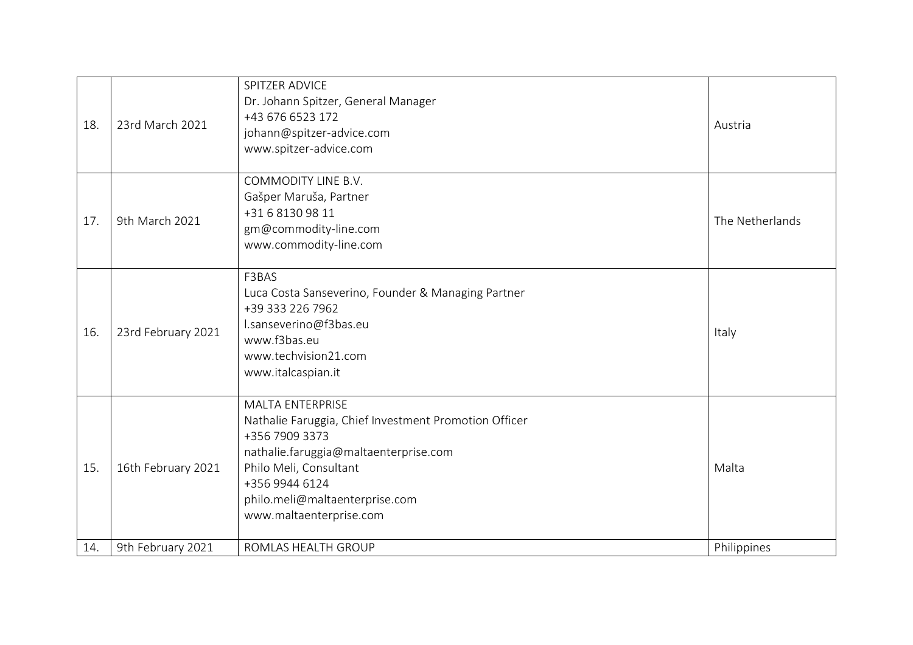| | | | |
|---|---|---|---|
| 18. | 23rd March 2021 | SPITZER ADVICE<br>Dr. Johann Spitzer, General Manager<br>+43 676 6523 172<br>johann@spitzer-advice.com<br>www.spitzer-advice.com | Austria |
| 17. | 9th March 2021 | COMMODITY LINE B.V.<br>Gašper Maruša, Partner<br>+31 6 8130 98 11<br>gm@commodity-line.com<br>www.commodity-line.com | The Netherlands |
| 16. | 23rd February 2021 | F3BAS<br>Luca Costa Sanseverino, Founder & Managing Partner<br>+39 333 226 7962<br>l.sanseverino@f3bas.eu<br>www.f3bas.eu<br>www.techvision21.com<br>www.italcaspian.it | Italy |
| 15. | 16th February 2021 | MALTA ENTERPRISE<br>Nathalie Faruggia, Chief Investment Promotion Officer<br>+356 7909 3373<br>nathalie.faruggia@maltaenterprise.com<br>Philo Meli, Consultant<br>+356 9944 6124<br>philo.meli@maltaenterprise.com<br>www.maltaenterprise.com | Malta |
| 14. | 9th February 2021 | ROMLAS HEALTH GROUP | Philippines |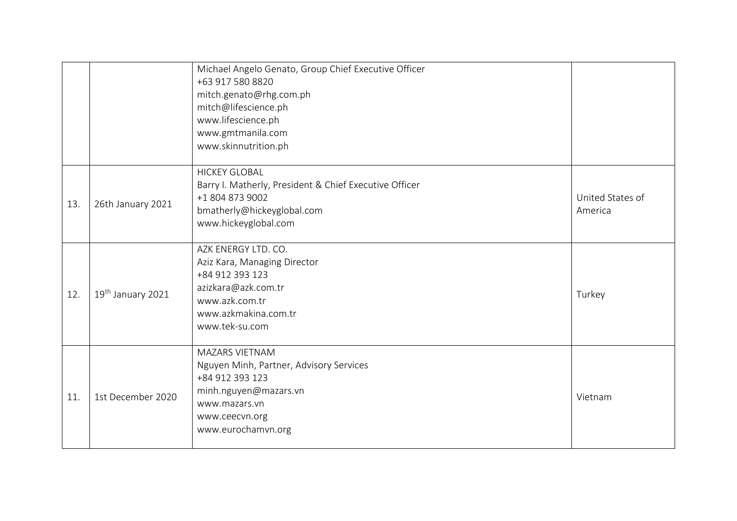|  |  |  |  |
|---|---|---|---|
|  |  | Michael Angelo Genato, Group Chief Executive Officer<br>+63 917 580 8820<br>mitch.genato@rhg.com.ph<br>mitch@lifescience.ph<br>www.lifescience.ph<br>www.gmtmanila.com<br>www.skinnutrition.ph |  |
| 13. | 26th January 2021 | HICKEY GLOBAL<br>Barry I. Matherly, President & Chief Executive Officer<br>+1 804 873 9002<br>bmatherly@hickeyglobal.com<br>www.hickeyglobal.com | United States of America |
| 12. | 19th January 2021 | AZK ENERGY LTD. CO.<br>Aziz Kara, Managing Director<br>+84 912 393 123<br>azizkara@azk.com.tr<br>www.azk.com.tr<br>www.azkmakina.com.tr<br>www.tek-su.com | Turkey |
| 11. | 1st December 2020 | MAZARS VIETNAM<br>Nguyen Minh, Partner, Advisory Services<br>+84 912 393 123<br>minh.nguyen@mazars.vn<br>www.mazars.vn<br>www.ceecvn.org<br>www.eurochamvn.org | Vietnam |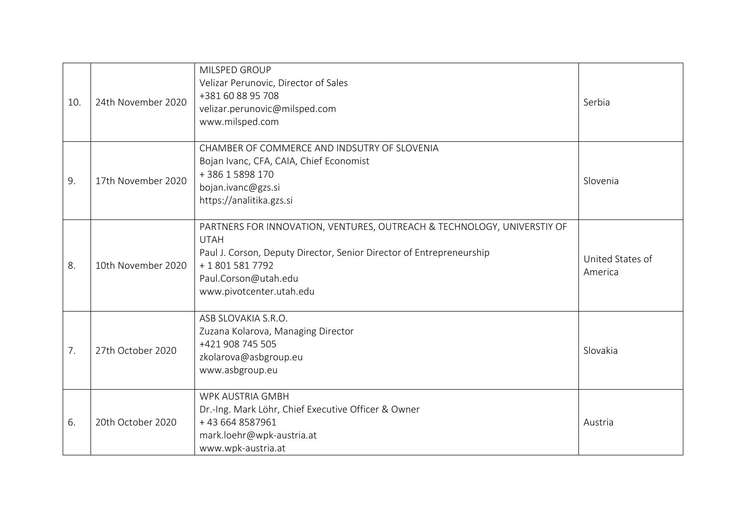| | | | |
|---|---|---|---|
| 10. | 24th November 2020 | MILSPED GROUP<br>Velizar Perunovic, Director of Sales<br>+381 60 88 95 708<br>velizar.perunovic@milsped.com<br>www.milsped.com | Serbia |
| 9. | 17th November 2020 | CHAMBER OF COMMERCE AND INDSUTRY OF SLOVENIA<br>Bojan Ivanc, CFA, CAIA, Chief Economist<br>+ 386 1 5898 170<br>bojan.ivanc@gzs.si<br>https://analitika.gzs.si | Slovenia |
| 8. | 10th November 2020 | PARTNERS FOR INNOVATION, VENTURES, OUTREACH & TECHNOLOGY, UNIVERSTIY OF UTAH<br>Paul J. Corson, Deputy Director, Senior Director of Entrepreneurship<br>+ 1 801 581 7792<br>Paul.Corson@utah.edu<br>www.pivotcenter.utah.edu | United States of America |
| 7. | 27th October 2020 | ASB SLOVAKIA S.R.O.<br>Zuzana Kolarova, Managing Director<br>+421 908 745 505<br>zkolarova@asbgroup.eu<br>www.asbgroup.eu | Slovakia |
| 6. | 20th October 2020 | WPK AUSTRIA GMBH<br>Dr.-Ing. Mark Löhr, Chief Executive Officer & Owner<br>+ 43 664 8587961<br>mark.loehr@wpk-austria.at<br>www.wpk-austria.at | Austria |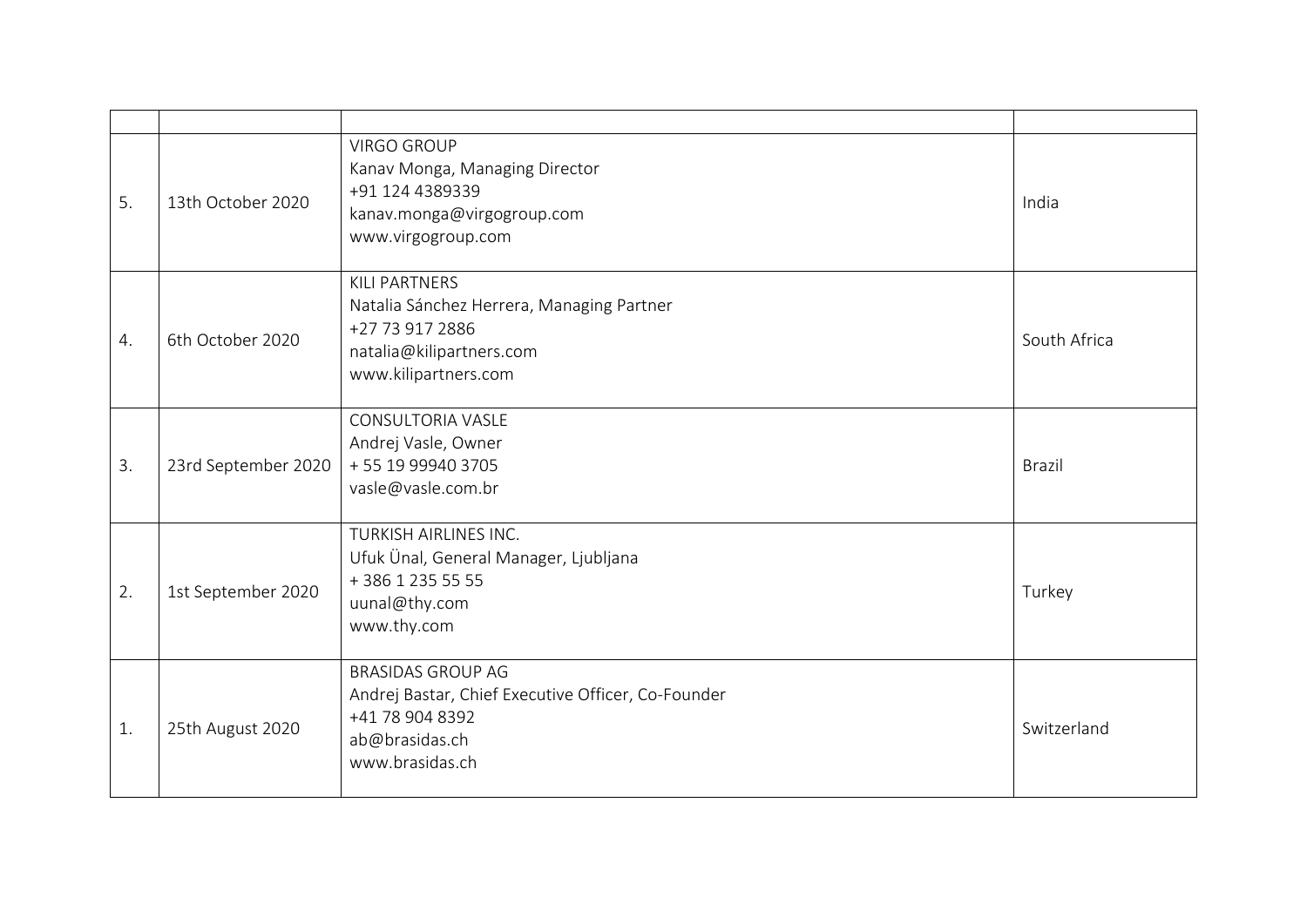| | | | |
|---|---|---|---|
| 5. | 13th October 2020 | VIRGO GROUP<br>Kanav Monga, Managing Director<br>+91 124 4389339<br>kanav.monga@virgogroup.com<br>www.virgogroup.com | India |
| 4. | 6th October 2020 | KILI PARTNERS<br>Natalia Sánchez Herrera, Managing Partner<br>+27 73 917 2886<br>natalia@kilipartners.com<br>www.kilipartners.com | South Africa |
| 3. | 23rd September 2020 | CONSULTORIA VASLE<br>Andrej Vasle, Owner<br>+ 55 19 99940 3705<br>vasle@vasle.com.br | Brazil |
| 2. | 1st September 2020 | TURKISH AIRLINES INC.<br>Ufuk Ünal, General Manager, Ljubljana<br>+ 386 1 235 55 55<br>uunal@thy.com<br>www.thy.com | Turkey |
| 1. | 25th August 2020 | BRASIDAS GROUP AG<br>Andrej Bastar, Chief Executive Officer, Co-Founder<br>+41 78 904 8392<br>ab@brasidas.ch<br>www.brasidas.ch | Switzerland |